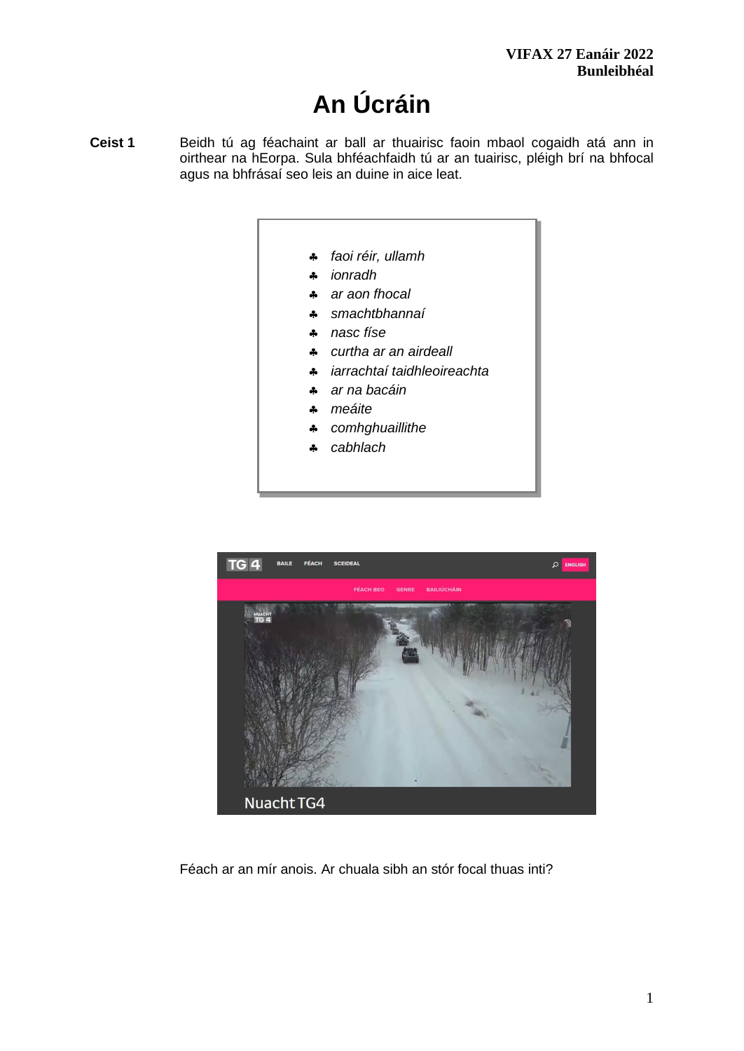**VIFAX 27 Eanáir 2022**
**Bunleibhéal**

# An Úcráin

**Ceist 1** Beidh tú ag féachaint ar ball ar thuairisc faoin mbaol cogaidh atá ann in oirthear na hEorpa. Sula bhféachfaidh tú ar an tuairisc, pléigh brí na bhfocal agus na bhfrásaí seo leis an duine in aice leat.

- *faoi réir, ullamh*
- *ionradh*
- *ar aon fhocal*
- *smachtbhannaí*
- *nasc físe*
- *curtha ar an airdeall*
- *iarrachtaí taidhleoireachta*
- *ar na bacáin*
- *meáite*
- *comhghuaillithe*
- *cabhlach*

Féach ar an mír anois. Ar chuala sibh an stór focal thuas inti?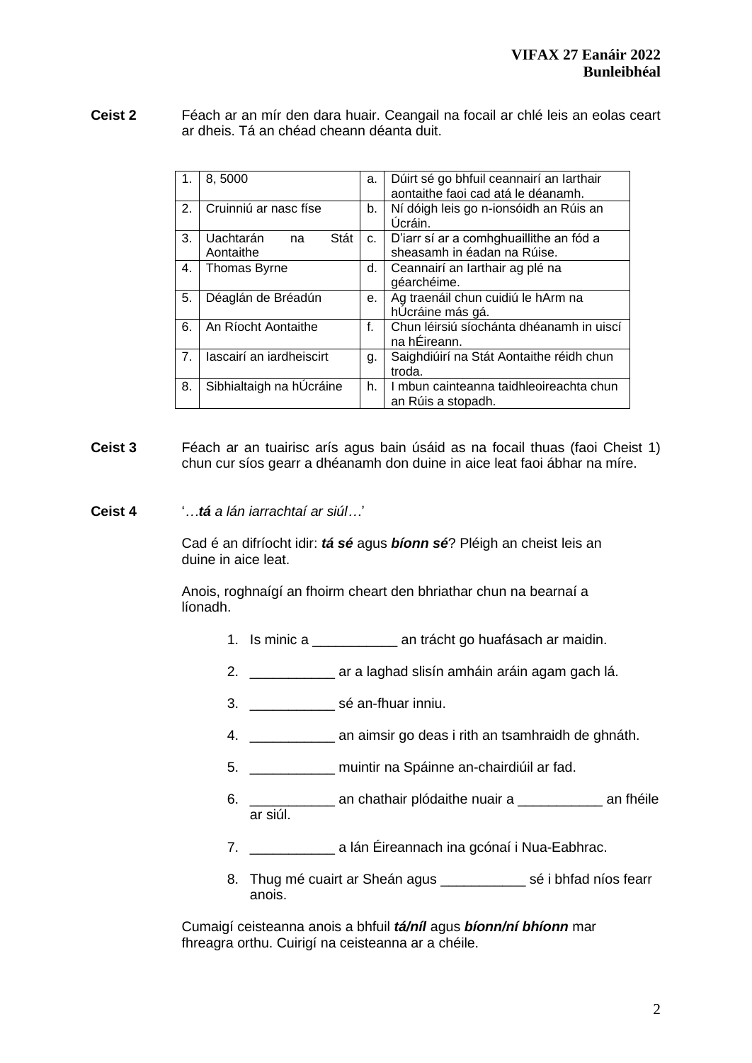**Ceist 2** Féach ar an mír den dara huair. Ceangail na focail ar chlé leis an eolas ceart ar dheis. Tá an chéad cheann déanta duit.

| 1. | 8, 5000 | a. | Dúirt sé go bhfuil ceannairí an Iarthair aontaithe faoi cad atá le déanamh. |
|---|---|---|---|
| 2. | Cruinniú ar nasc físe | b. | Ní dóigh leis go n-ionsóidh an Rúis an Úcráin. |
| 3. | Uachtarán na Stát Aontaithe | c. | D'iarr sí ar a comhghuaillithe an fód a sheasamh in éadan na Rúise. |
| 4. | Thomas Byrne | d. | Ceannairí an Iarthair ag plé na géarchéime. |
| 5. | Déaglán de Bréadún | e. | Ag traenáil chun cuidiú le hArm na hÚcráine más gá. |
| 6. | An Ríocht Aontaithe | f. | Chun léirsiú síochánta dhéanamh in uiscí na hÉireann. |
| 7. | Iascairí an iardheiscirt | g. | Saighdiúirí na Stát Aontaithe réidh chun troda. |
| 8. | Sibhialtaigh na hÚcráine | h. | I mbun cainteanna taidhleoireachta chun an Rúis a stopadh. |

**Ceist 3** Féach ar an tuairisc arís agus bain úsáid as na focail thuas (faoi Cheist 1) chun cur síos gearr a dhéanamh don duine in aice leat faoi ábhar na míre.

**Ceist 4** '…*tá a lán iarrachtaí ar siúl*…'

Cad é an difríocht idir: ***tá sé*** agus ***bíonn sé***? Pléigh an cheist leis an duine in aice leat.

Anois, roghnaígí an fhoirm cheart den bhriathar chun na bearnaí a líonadh.

1. Is minic a ___________ an trácht go huafásach ar maidin.
2. ___________ ar a laghad slisín amháin aráin agam gach lá.
3. ___________ sé an-fhuar inniu.
4. ___________ an aimsir go deas i rith an tsamhraidh de ghnáth.
5. ___________ muintir na Spáinne an-chairdiúil ar fad.
6. ___________ an chathair plódaithe nuair a ___________ an fhéile ar siúl.
7. ___________ a lán Éireannach ina gcónaí i Nua-Eabhrac.
8. Thug mé cuairt ar Sheán agus ___________ sé i bhfad níos fearr anois.

Cumaigí ceisteanna anois a bhfuil ***tá/níl*** agus ***bíonn/ní bhíonn*** mar fhreagra orthu. Cuirigí na ceisteanna ar a chéile.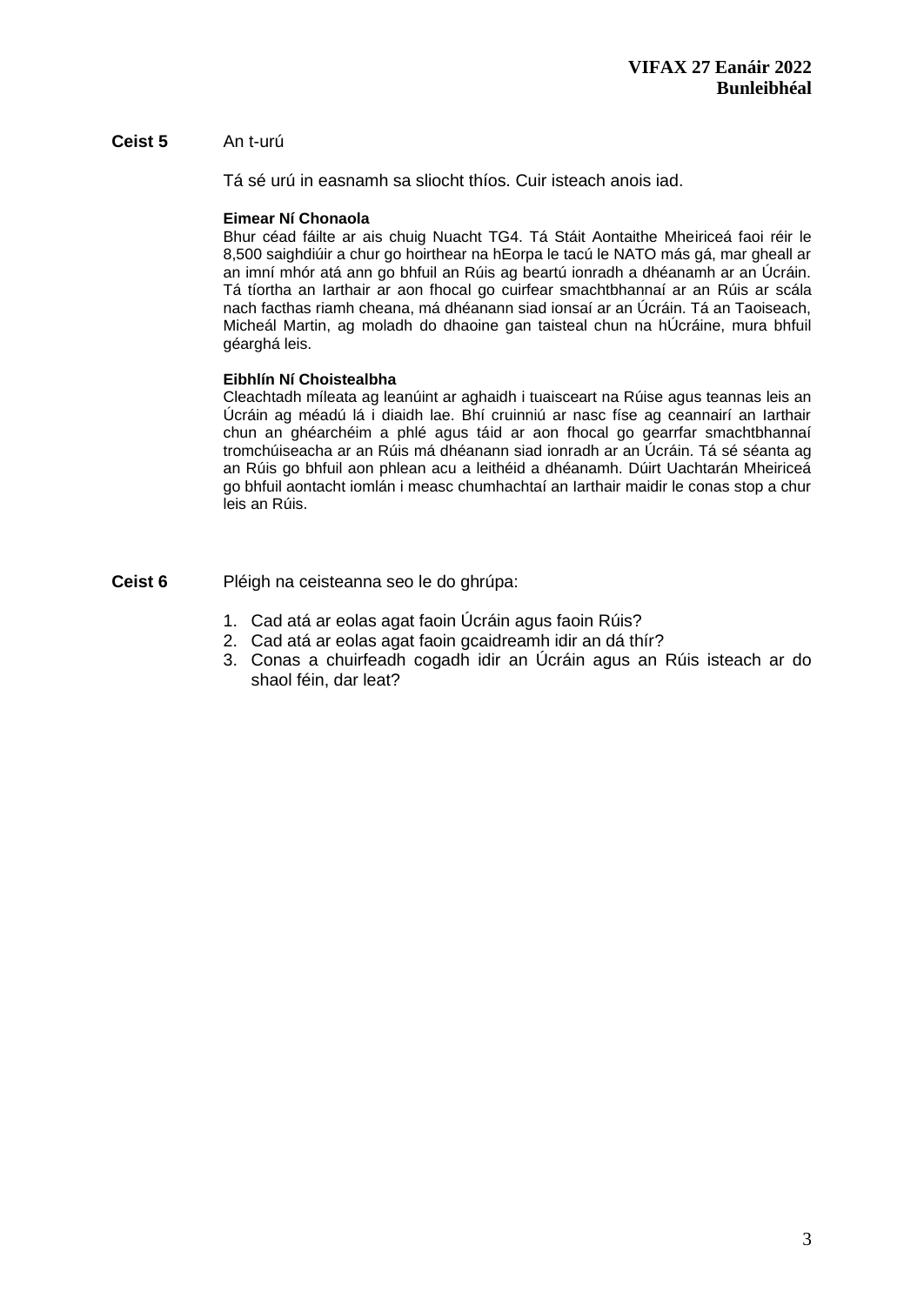**Ceist 5** An t-urú

Tá sé urú in easnamh sa sliocht thíos. Cuir isteach anois iad.

**Eimear Ní Chonaola**
Bhur céad fáilte ar ais chuig Nuacht TG4. Tá Stáit Aontaithe Mheiriceá faoi réir le 8,500 saighdiúir a chur go hoirthear na hEorpa le tacú le NATO más gá, mar gheall ar an imní mhór atá ann go bhfuil an Rúis ag beartú ionradh a dhéanamh ar an Úcráin. Tá tíortha an Iarthair ar aon fhocal go cuirfear smachtbhannaí ar an Rúis ar scála nach facthas riamh cheana, má dhéanann siad ionsaí ar an Úcráin. Tá an Taoiseach, Micheál Martin, ag moladh do dhaoine gan taisteal chun na hÚcráine, mura bhfuil géarghá leis.

**Eibhlín Ní Choistealbha**
Cleachtadh míleata ag leanúint ar aghaidh i tuaisceart na Rúise agus teannas leis an Úcráin ag méadú lá i diaidh lae. Bhí cruinniú ar nasc físe ag ceannairí an Iarthair chun an ghéarchéim a phlé agus táid ar aon fhocal go gearrfar smachtbhannaí tromchúiseacha ar an Rúis má dhéanann siad ionradh ar an Úcráin. Tá sé séanta ag an Rúis go bhfuil aon phlean acu a leithéid a dhéanamh. Dúirt Uachtarán Mheiriceá go bhfuil aontacht iomlán i measc chumhachtaí an Iarthair maidir le conas stop a chur leis an Rúis.

**Ceist 6** Pléigh na ceisteanna seo le do ghrúpa:

1. Cad atá ar eolas agat faoin Úcráin agus faoin Rúis?
2. Cad atá ar eolas agat faoin gcaidreamh idir an dá thír?
3. Conas a chuirfeadh cogadh idir an Úcráin agus an Rúis isteach ar do shaol féin, dar leat?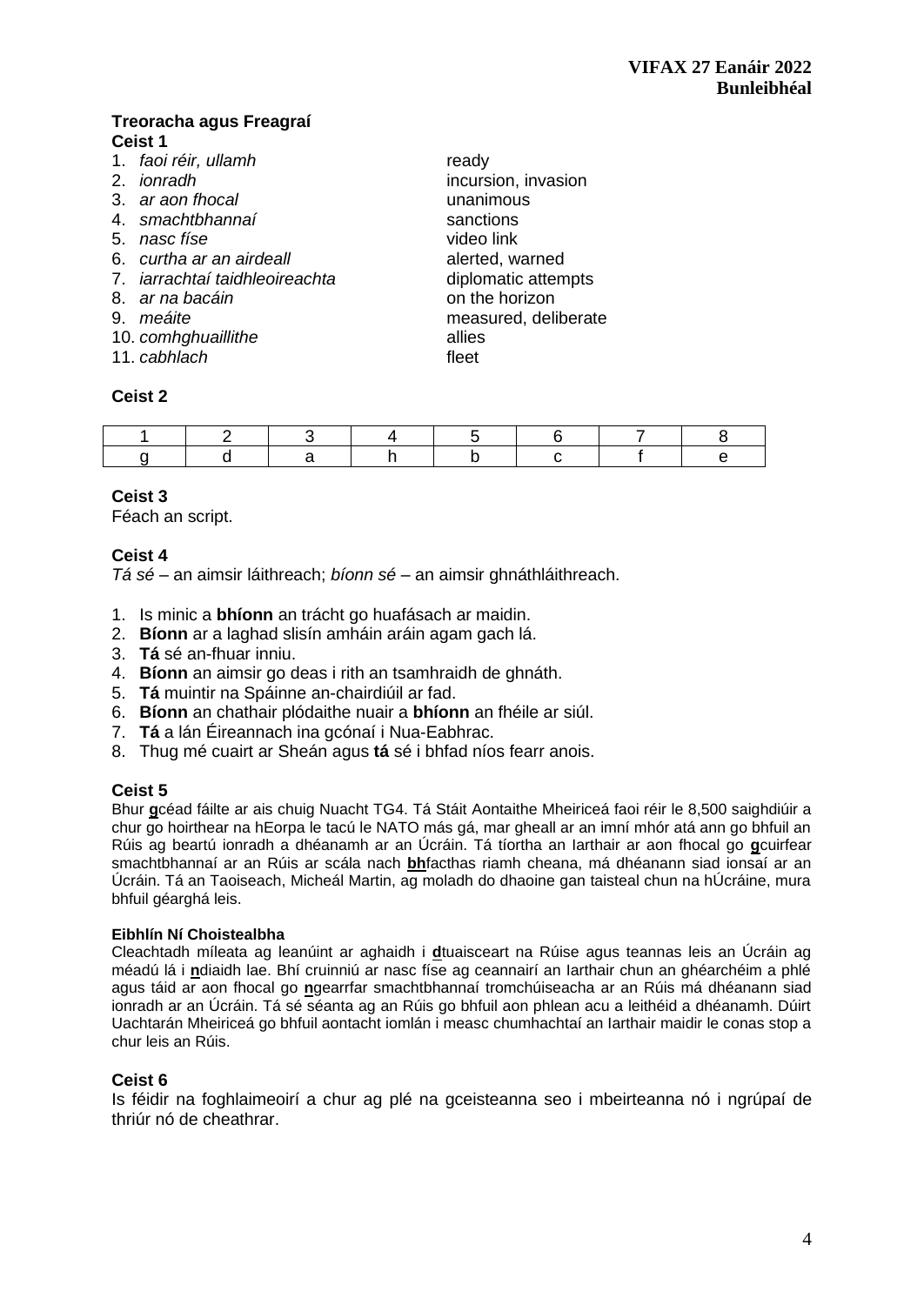**VIFAX 27 Eanáir 2022**
**Bunleibhéal**

**Treoracha agus Freagraí**

**Ceist 1**

1. *faoi réir, ullamh* — ready
2. *ionradh* — incursion, invasion
3. *ar aon fhocal* — unanimous
4. *smachtbhannaí* — sanctions
5. *nasc físe* — video link
6. *curtha ar an airdeall* — alerted, warned
7. *iarrachtaí taidhleoireachta* — diplomatic attempts
8. *ar na bacáin* — on the horizon
9. *meáite* — measured, deliberate
10. *comhghuaillithe* — allies
11. *cabhlach* — fleet

**Ceist 2**

| 1 | 2 | 3 | 4 | 5 | 6 | 7 | 8 |
|---|---|---|---|---|---|---|---|
| g | d | a | h | b | c | f | e |

**Ceist 3**

Féach an script.

**Ceist 4**

*Tá sé* – an aimsir láithreach; *bíonn sé* – an aimsir ghnáthláithreach.

1. Is minic a **bhíonn** an trácht go huafásach ar maidin.
2. **Bíonn** ar a laghad slisín amháin aráin agam gach lá.
3. **Tá** sé an-fhuar inniu.
4. **Bíonn** an aimsir go deas i rith an tsamhraidh de ghnáth.
5. **Tá** muintir na Spáinne an-chairdiúil ar fad.
6. **Bíonn** an chathair plódaithe nuair a **bhíonn** an fhéile ar siúl.
7. **Tá** a lán Éireannach ina gcónaí i Nua-Eabhrac.
8. Thug mé cuairt ar Sheán agus **tá** sé i bhfad níos fearr anois.

**Ceist 5**

Bhur **g**céad fáilte ar ais chuig Nuacht TG4. Tá Stáit Aontaithe Mheiriceá faoi réir le 8,500 saighdiúir a chur go hoirthear na hEorpa le tacú le NATO más gá, mar gheall ar an imní mhór atá ann go bhfuil an Rúis ag beartú ionradh a dhéanamh ar an Úcráin. Tá tíortha an Iarthair ar aon fhocal go **g**cuirfear smachtbhannaí ar an Rúis ar scála nach **bh**facthas riamh cheana, má dhéanann siad ionsaí ar an Úcráin. Tá an Taoiseach, Micheál Martin, ag moladh do dhaoine gan taisteal chun na hÚcráine, mura bhfuil géarghá leis.

**Eibhlín Ní Choistealbha**

Cleachtadh míleata ag leanúint ar aghaidh i **d**tuaisceart na Rúise agus teannas leis an Úcráin ag méadú lá i **n**diaidh lae. Bhí cruinniú ar nasc físe ag ceannairí an Iarthair chun an ghéarchéim a phlé agus táid ar aon fhocal go **n**gearrfar smachtbhannaí tromchúiseacha ar an Rúis má dhéanann siad ionradh ar an Úcráin. Tá sé séanta ag an Rúis go bhfuil aon phlean acu a leithéid a dhéanamh. Dúirt Uachtarán Mheiriceá go bhfuil aontacht iomlán i measc chumhachtaí an Iarthair maidir le conas stop a chur leis an Rúis.

**Ceist 6**

Is féidir na foghlaimeoirí a chur ag plé na gceisteanna seo i mbeirteanna nó i ngrúpaí de thriúr nó de cheathrar.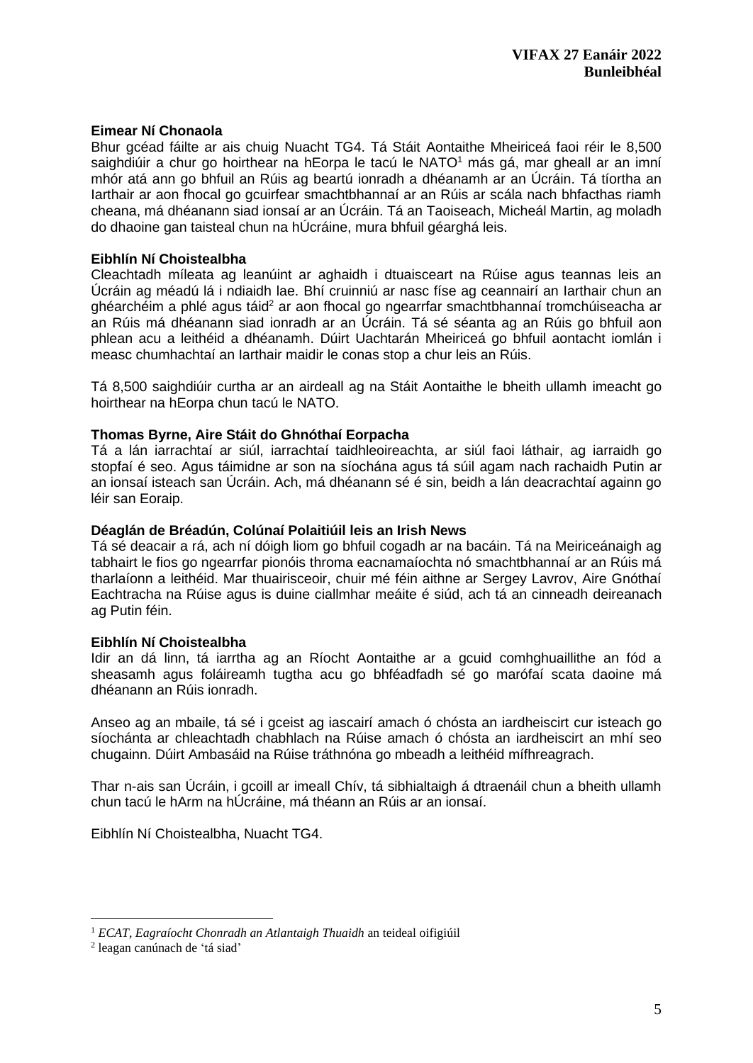**Eimear Ní Chonaola**
Bhur gcéad fáilte ar ais chuig Nuacht TG4. Tá Stáit Aontaithe Mheiriceá faoi réir le 8,500 saighdiúir a chur go hoirthear na hEorpa le tacú le NATO[1] más gá, mar gheall ar an imní mhór atá ann go bhfuil an Rúis ag beartú ionradh a dhéanamh ar an Úcráin. Tá tíortha an Iarthair ar aon fhocal go gcuirfear smachtbhannaí ar an Rúis ar scála nach bhfacthas riamh cheana, má dhéanann siad ionsaí ar an Úcráin. Tá an Taoiseach, Micheál Martin, ag moladh do dhaoine gan taisteal chun na hÚcráine, mura bhfuil géarghá leis.

**Eibhlín Ní Choistealbha**
Cleachtadh míleata ag leanúint ar aghaidh i dtuaisceart na Rúise agus teannas leis an Úcráin ag méadú lá i ndiaidh lae. Bhí cruinniú ar nasc físe ag ceannairí an Iarthair chun an ghéarchéim a phlé agus táid[2] ar aon fhocal go ngearrfar smachtbhannaí tromchúiseacha ar an Rúis má dhéanann siad ionradh ar an Úcráin. Tá sé séanta ag an Rúis go bhfuil aon phlean acu a leithéid a dhéanamh. Dúirt Uachtarán Mheiriceá go bhfuil aontacht iomlán i measc chumhachtaí an Iarthair maidir le conas stop a chur leis an Rúis.

Tá 8,500 saighdiúir curtha ar an airdeall ag na Stáit Aontaithe le bheith ullamh imeacht go hoirthear na hEorpa chun tacú le NATO.

**Thomas Byrne, Aire Stáit do Ghnóthaí Eorpacha**
Tá a lán iarrachtaí ar siúl, iarrachtaí taidhleoireachta, ar siúl faoi láthair, ag iarraidh go stopfaí é seo. Agus táimidne ar son na síochána agus tá súil agam nach rachaidh Putin ar an ionsaí isteach san Úcráin. Ach, má dhéanann sé é sin, beidh a lán deacrachtaí againn go léir san Eoraip.

**Déaglán de Bréadún, Colúnaí Polaitiúil leis an Irish News**
Tá sé deacair a rá, ach ní dóigh liom go bhfuil cogadh ar na bacáin. Tá na Meiriceánaigh ag tabhairt le fios go ngearrfar pionóis throma eacnamaíochta nó smachtbhannaí ar an Rúis má tharlaíonn a leithéid. Mar thuairisceoir, chuir mé féin aithne ar Sergey Lavrov, Aire Gnóthaí Eachtracha na Rúise agus is duine ciallmhar meáite é siúd, ach tá an cinneadh deireanach ag Putin féin.

**Eibhlín Ní Choistealbha**
Idir an dá linn, tá iarrtha ag an Ríocht Aontaithe ar a gcuid comhghuaillithe an fód a sheasamh agus foláireamh tugtha acu go bhféadfadh sé go marófaí scata daoine má dhéanann an Rúis ionradh.

Anseo ag an mbaile, tá sé i gceist ag iascairí amach ó chósta an iardheiscirt cur isteach go síochánta ar chleachtadh chabhlach na Rúise amach ó chósta an iardheiscirt an mhí seo chugainn. Dúirt Ambasáid na Rúise tráthnóna go mbeadh a leithéid mífhreagrach.

Thar n-ais san Úcráin, i gcoill ar imeall Chív, tá sibhialtaigh á dtraenáil chun a bheith ullamh chun tacú le hArm na hÚcráine, má théann an Rúis ar an ionsaí.

Eibhlín Ní Choistealbha, Nuacht TG4.

---

[1] *ECAT, Eagraíocht Chonradh an Atlantaigh Thuaidh* an teideal oifigiúil

[2] leagan canúnach de 'tá siad'